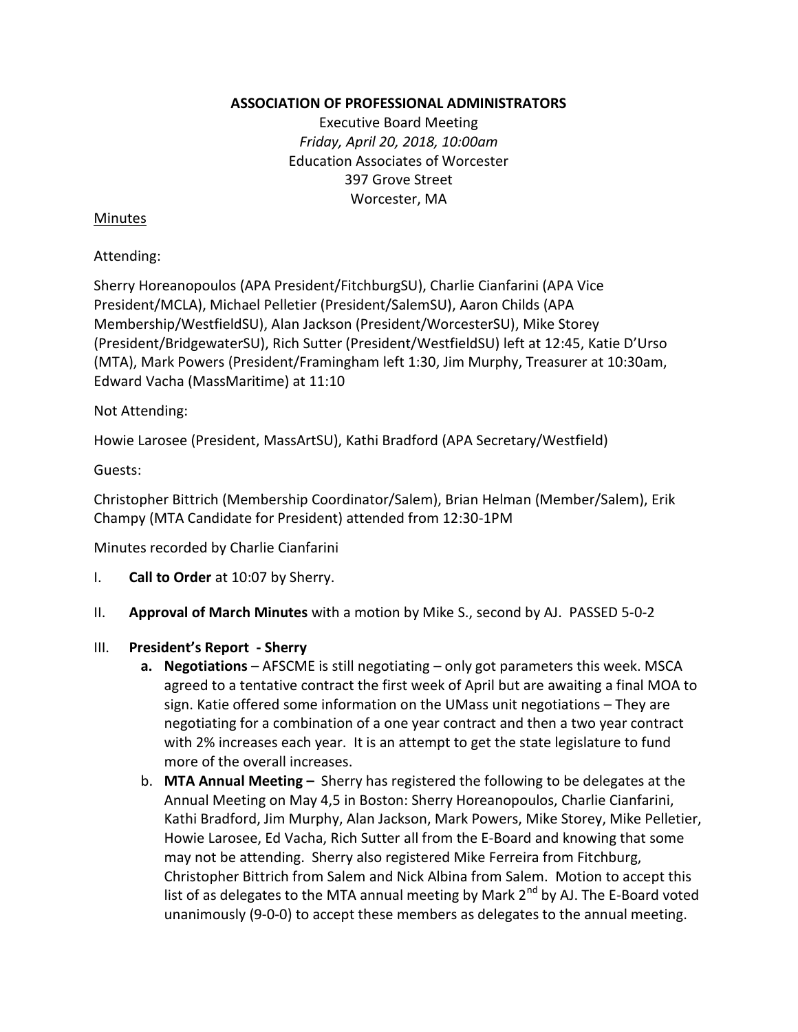**ASSOCIATION OF PROFESSIONAL ADMINISTRATORS**

Executive Board Meeting
*Friday, April 20, 2018, 10:00am*
Education Associates of Worcester
397 Grove Street
Worcester, MA

Minutes

Attending:

Sherry Horeanopoulos (APA President/FitchburgSU), Charlie Cianfarini (APA Vice President/MCLA), Michael Pelletier (President/SalemSU), Aaron Childs (APA Membership/WestfieldSU), Alan Jackson (President/WorcesterSU), Mike Storey (President/BridgewaterSU), Rich Sutter (President/WestfieldSU) left at 12:45, Katie D'Urso (MTA), Mark Powers (President/Framingham left 1:30, Jim Murphy, Treasurer at 10:30am, Edward Vacha (MassMaritime) at 11:10

Not Attending:

Howie Larosee (President, MassArtSU), Kathi Bradford (APA Secretary/Westfield)

Guests:

Christopher Bittrich (Membership Coordinator/Salem), Brian Helman (Member/Salem), Erik Champy (MTA Candidate for President) attended from 12:30-1PM

Minutes recorded by Charlie Cianfarini

I. **Call to Order** at 10:07 by Sherry.

II. **Approval of March Minutes** with a motion by Mike S., second by AJ. PASSED 5-0-2

III. **President's Report - Sherry**

   a. **Negotiations** – AFSCME is still negotiating – only got parameters this week. MSCA agreed to a tentative contract the first week of April but are awaiting a final MOA to sign. Katie offered some information on the UMass unit negotiations – They are negotiating for a combination of a one year contract and then a two year contract with 2% increases each year. It is an attempt to get the state legislature to fund more of the overall increases.

   b. **MTA Annual Meeting –** Sherry has registered the following to be delegates at the Annual Meeting on May 4,5 in Boston: Sherry Horeanopoulos, Charlie Cianfarini, Kathi Bradford, Jim Murphy, Alan Jackson, Mark Powers, Mike Storey, Mike Pelletier, Howie Larosee, Ed Vacha, Rich Sutter all from the E-Board and knowing that some may not be attending. Sherry also registered Mike Ferreira from Fitchburg, Christopher Bittrich from Salem and Nick Albina from Salem. Motion to accept this list of as delegates to the MTA annual meeting by Mark 2nd by AJ. The E-Board voted unanimously (9-0-0) to accept these members as delegates to the annual meeting.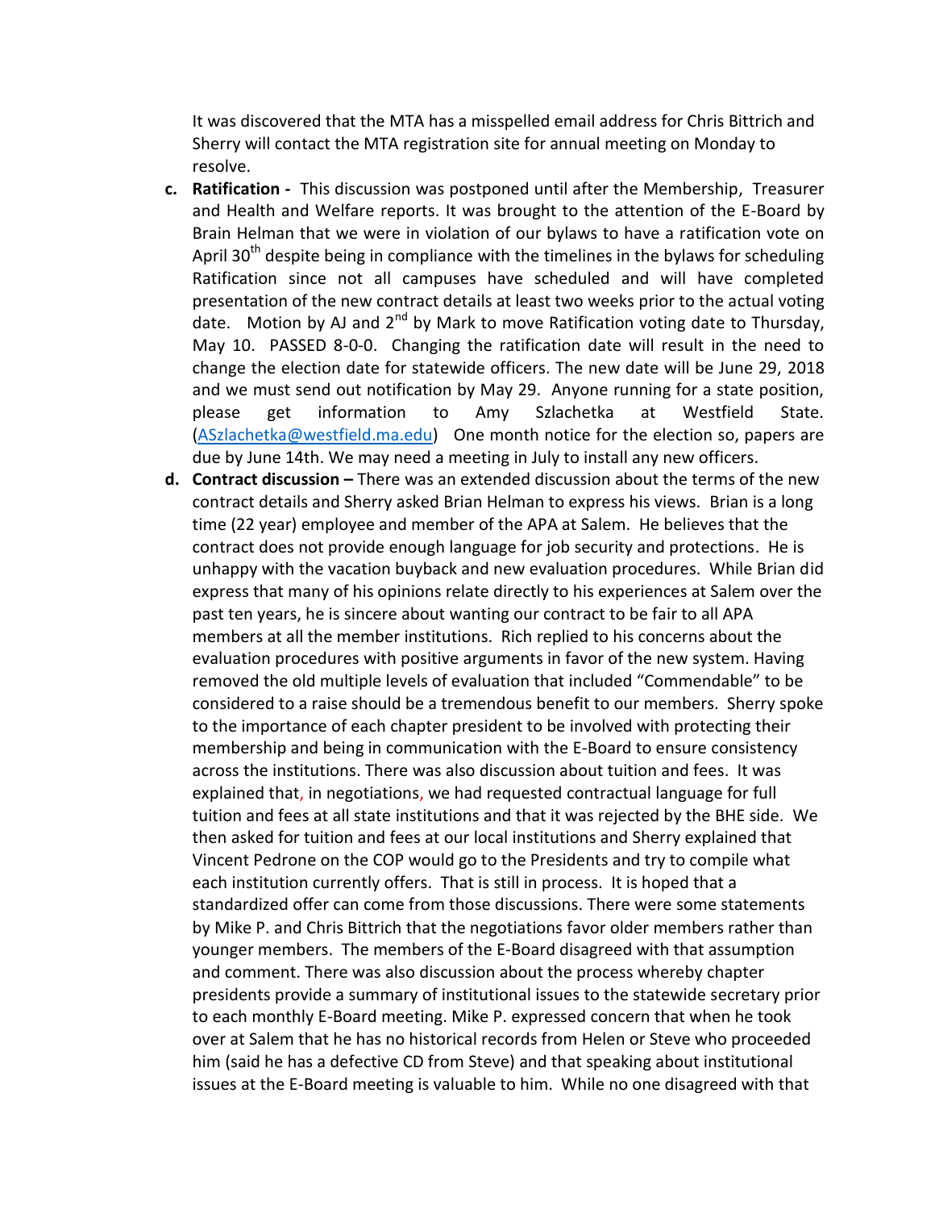It was discovered that the MTA has a misspelled email address for Chris Bittrich and Sherry will contact the MTA registration site for annual meeting on Monday to resolve.

c. **Ratification -** This discussion was postponed until after the Membership, Treasurer and Health and Welfare reports. It was brought to the attention of the E-Board by Brain Helman that we were in violation of our bylaws to have a ratification vote on April 30th despite being in compliance with the timelines in the bylaws for scheduling Ratification since not all campuses have scheduled and will have completed presentation of the new contract details at least two weeks prior to the actual voting date. Motion by AJ and 2nd by Mark to move Ratification voting date to Thursday, May 10. PASSED 8-0-0. Changing the ratification date will result in the need to change the election date for statewide officers. The new date will be June 29, 2018 and we must send out notification by May 29. Anyone running for a state position, please get information to Amy Szlachetka at Westfield State. (ASzlachetka@westfield.ma.edu) One month notice for the election so, papers are due by June 14th. We may need a meeting in July to install any new officers.

d. **Contract discussion –** There was an extended discussion about the terms of the new contract details and Sherry asked Brian Helman to express his views. Brian is a long time (22 year) employee and member of the APA at Salem. He believes that the contract does not provide enough language for job security and protections. He is unhappy with the vacation buyback and new evaluation procedures. While Brian did express that many of his opinions relate directly to his experiences at Salem over the past ten years, he is sincere about wanting our contract to be fair to all APA members at all the member institutions. Rich replied to his concerns about the evaluation procedures with positive arguments in favor of the new system. Having removed the old multiple levels of evaluation that included "Commendable" to be considered to a raise should be a tremendous benefit to our members. Sherry spoke to the importance of each chapter president to be involved with protecting their membership and being in communication with the E-Board to ensure consistency across the institutions. There was also discussion about tuition and fees. It was explained that, in negotiations, we had requested contractual language for full tuition and fees at all state institutions and that it was rejected by the BHE side. We then asked for tuition and fees at our local institutions and Sherry explained that Vincent Pedrone on the COP would go to the Presidents and try to compile what each institution currently offers. That is still in process. It is hoped that a standardized offer can come from those discussions. There were some statements by Mike P. and Chris Bittrich that the negotiations favor older members rather than younger members. The members of the E-Board disagreed with that assumption and comment. There was also discussion about the process whereby chapter presidents provide a summary of institutional issues to the statewide secretary prior to each monthly E-Board meeting. Mike P. expressed concern that when he took over at Salem that he has no historical records from Helen or Steve who proceeded him (said he has a defective CD from Steve) and that speaking about institutional issues at the E-Board meeting is valuable to him. While no one disagreed with that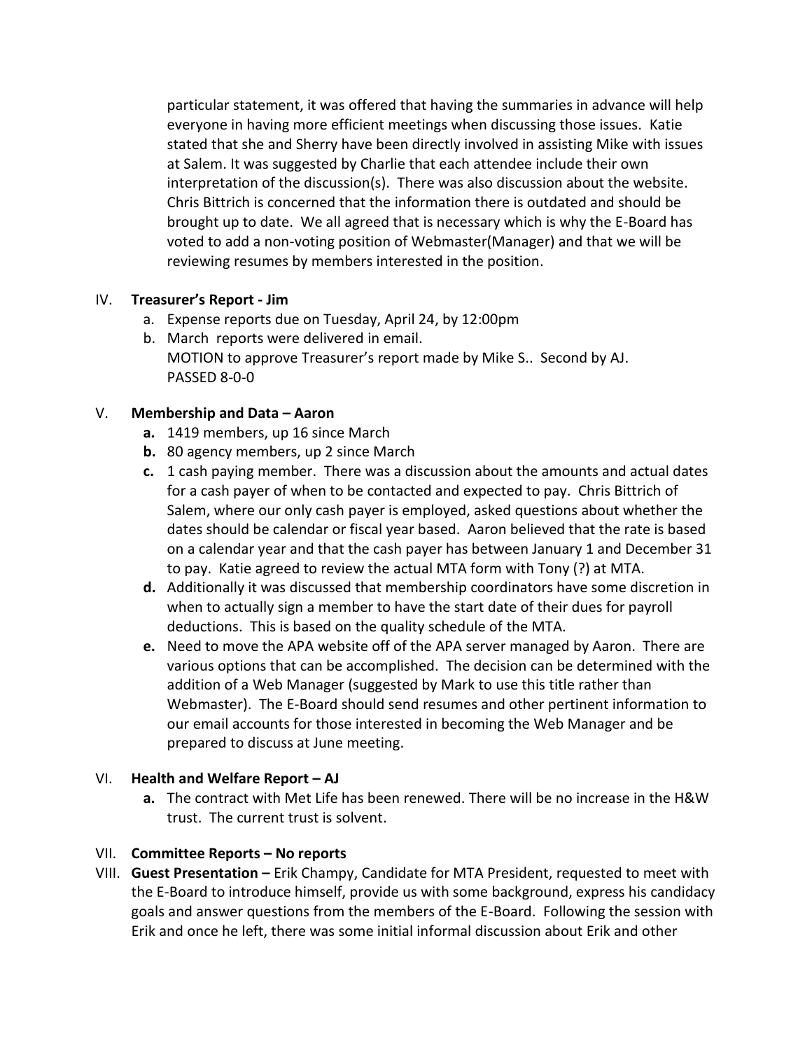particular statement, it was offered that having the summaries in advance will help everyone in having more efficient meetings when discussing those issues. Katie stated that she and Sherry have been directly involved in assisting Mike with issues at Salem. It was suggested by Charlie that each attendee include their own interpretation of the discussion(s). There was also discussion about the website. Chris Bittrich is concerned that the information there is outdated and should be brought up to date. We all agreed that is necessary which is why the E-Board has voted to add a non-voting position of Webmaster(Manager) and that we will be reviewing resumes by members interested in the position.

IV. **Treasurer's Report - Jim**
   a. Expense reports due on Tuesday, April 24, by 12:00pm
   b. March reports were delivered in email.
      MOTION to approve Treasurer's report made by Mike S.. Second by AJ.
      PASSED 8-0-0

V. **Membership and Data – Aaron**
   **a.** 1419 members, up 16 since March
   **b.** 80 agency members, up 2 since March
   **c.** 1 cash paying member. There was a discussion about the amounts and actual dates for a cash payer of when to be contacted and expected to pay. Chris Bittrich of Salem, where our only cash payer is employed, asked questions about whether the dates should be calendar or fiscal year based. Aaron believed that the rate is based on a calendar year and that the cash payer has between January 1 and December 31 to pay. Katie agreed to review the actual MTA form with Tony (?) at MTA.
   **d.** Additionally it was discussed that membership coordinators have some discretion in when to actually sign a member to have the start date of their dues for payroll deductions. This is based on the quality schedule of the MTA.
   **e.** Need to move the APA website off of the APA server managed by Aaron. There are various options that can be accomplished. The decision can be determined with the addition of a Web Manager (suggested by Mark to use this title rather than Webmaster). The E-Board should send resumes and other pertinent information to our email accounts for those interested in becoming the Web Manager and be prepared to discuss at June meeting.

VI. **Health and Welfare Report – AJ**
   **a.** The contract with Met Life has been renewed. There will be no increase in the H&W trust. The current trust is solvent.

VII. **Committee Reports – No reports**

VIII. **Guest Presentation –** Erik Champy, Candidate for MTA President, requested to meet with the E-Board to introduce himself, provide us with some background, express his candidacy goals and answer questions from the members of the E-Board. Following the session with Erik and once he left, there was some initial informal discussion about Erik and other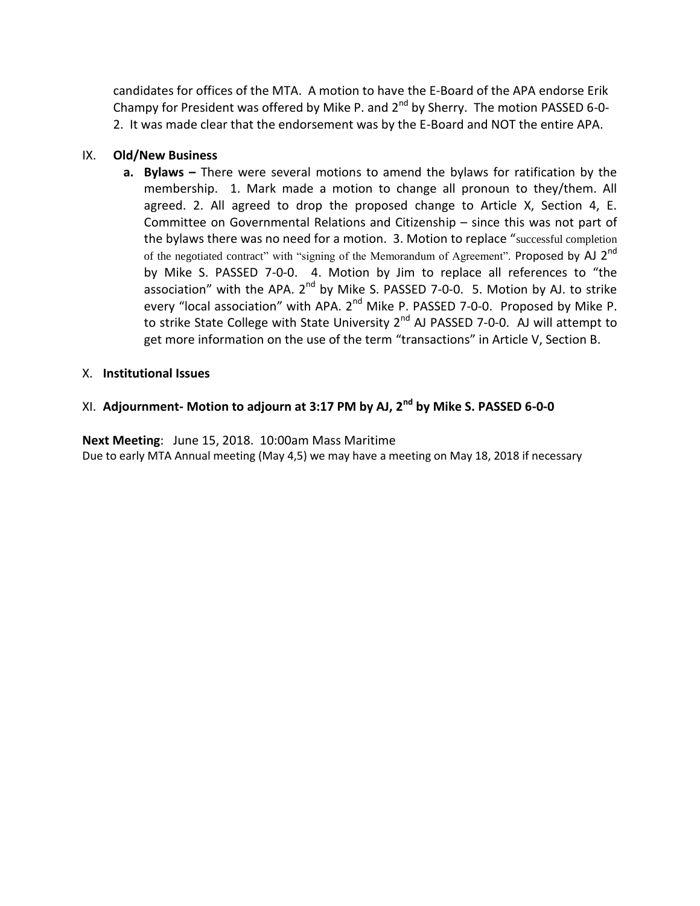candidates for offices of the MTA. A motion to have the E-Board of the APA endorse Erik Champy for President was offered by Mike P. and 2nd by Sherry. The motion PASSED 6-0-2. It was made clear that the endorsement was by the E-Board and NOT the entire APA.

IX. **Old/New Business**

**a. Bylaws –** There were several motions to amend the bylaws for ratification by the membership. 1. Mark made a motion to change all pronoun to they/them. All agreed. 2. All agreed to drop the proposed change to Article X, Section 4, E. Committee on Governmental Relations and Citizenship – since this was not part of the bylaws there was no need for a motion. 3. Motion to replace "successful completion of the negotiated contract" with "signing of the Memorandum of Agreement". Proposed by AJ 2nd by Mike S. PASSED 7-0-0. 4. Motion by Jim to replace all references to "the association" with the APA. 2nd by Mike S. PASSED 7-0-0. 5. Motion by AJ. to strike every "local association" with APA. 2nd Mike P. PASSED 7-0-0. Proposed by Mike P. to strike State College with State University 2nd AJ PASSED 7-0-0. AJ will attempt to get more information on the use of the term "transactions" in Article V, Section B.

X. **Institutional Issues**

XI. **Adjournment- Motion to adjourn at 3:17 PM by AJ, 2nd by Mike S. PASSED 6-0-0**

**Next Meeting**: June 15, 2018. 10:00am Mass Maritime

Due to early MTA Annual meeting (May 4,5) we may have a meeting on May 18, 2018 if necessary